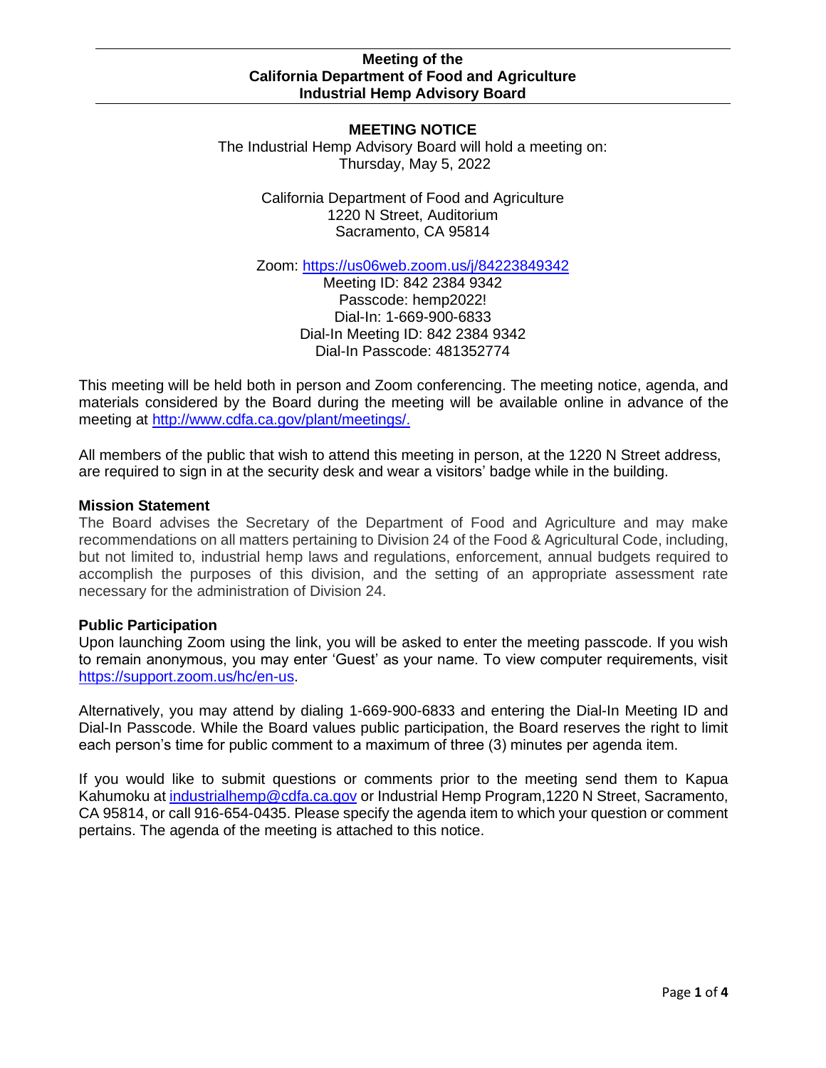**Meeting of the**
**California Department of Food and Agriculture**
**Industrial Hemp Advisory Board**

## MEETING NOTICE

The Industrial Hemp Advisory Board will hold a meeting on:
Thursday, May 5, 2022

California Department of Food and Agriculture
1220 N Street, Auditorium
Sacramento, CA 95814

Zoom: [https://us06web.zoom.us/j/84223849342](https://us06web.zoom.us/j/84223849342)
Meeting ID: 842 2384 9342
Passcode: hemp2022!
Dial-In: 1-669-900-6833
Dial-In Meeting ID: 842 2384 9342
Dial-In Passcode: 481352774

This meeting will be held both in person and Zoom conferencing. The meeting notice, agenda, and materials considered by the Board during the meeting will be available online in advance of the meeting at [http://www.cdfa.ca.gov/plant/meetings/.](http://www.cdfa.ca.gov/plant/meetings/)

All members of the public that wish to attend this meeting in person, at the 1220 N Street address, are required to sign in at the security desk and wear a visitors' badge while in the building.

### Mission Statement

The Board advises the Secretary of the Department of Food and Agriculture and may make recommendations on all matters pertaining to Division 24 of the Food & Agricultural Code, including, but not limited to, industrial hemp laws and regulations, enforcement, annual budgets required to accomplish the purposes of this division, and the setting of an appropriate assessment rate necessary for the administration of Division 24.

### Public Participation

Upon launching Zoom using the link, you will be asked to enter the meeting passcode. If you wish to remain anonymous, you may enter 'Guest' as your name. To view computer requirements, visit [https://support.zoom.us/hc/en-us](https://support.zoom.us/hc/en-us).

Alternatively, you may attend by dialing 1-669-900-6833 and entering the Dial-In Meeting ID and Dial-In Passcode. While the Board values public participation, the Board reserves the right to limit each person's time for public comment to a maximum of three (3) minutes per agenda item.

If you would like to submit questions or comments prior to the meeting send them to Kapua Kahumoku at [industrialhemp@cdfa.ca.gov](mailto:industrialhemp@cdfa.ca.gov) or Industrial Hemp Program,1220 N Street, Sacramento, CA 95814, or call 916-654-0435. Please specify the agenda item to which your question or comment pertains. The agenda of the meeting is attached to this notice.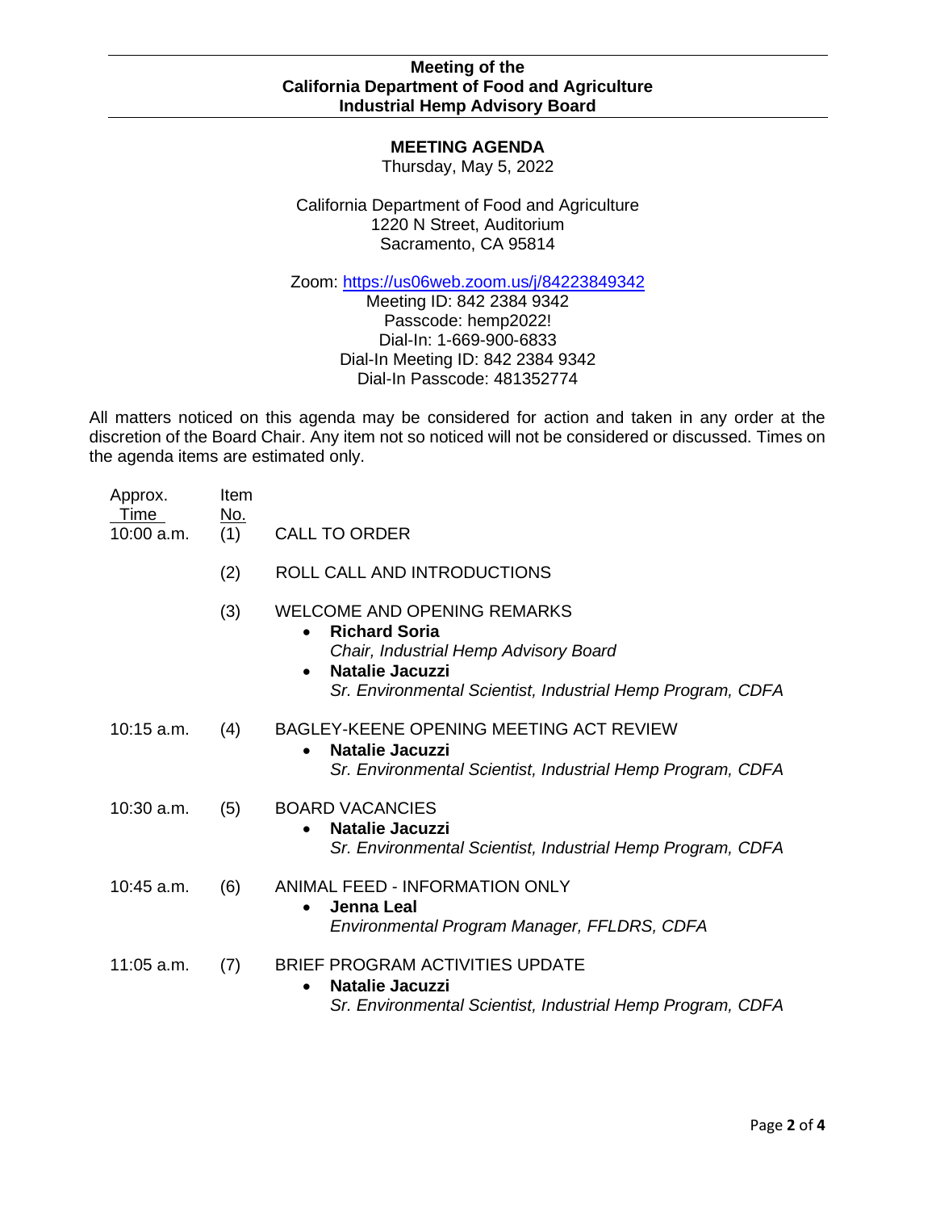**Meeting of the**
**California Department of Food and Agriculture**
**Industrial Hemp Advisory Board**

## MEETING AGENDA

Thursday, May 5, 2022

California Department of Food and Agriculture
1220 N Street, Auditorium
Sacramento, CA 95814

Zoom: https://us06web.zoom.us/j/84223849342
Meeting ID: 842 2384 9342
Passcode: hemp2022!
Dial-In: 1-669-900-6833
Dial-In Meeting ID: 842 2384 9342
Dial-In Passcode: 481352774

All matters noticed on this agenda may be considered for action and taken in any order at the discretion of the Board Chair. Any item not so noticed will not be considered or discussed. Times on the agenda items are estimated only.

| Approx. Time | Item No. | |
|---|---|---|
| 10:00 a.m. | (1) | CALL TO ORDER |
| | (2) | ROLL CALL AND INTRODUCTIONS |
| | (3) | WELCOME AND OPENING REMARKS<br>• **Richard Soria**<br>*Chair, Industrial Hemp Advisory Board*<br>• **Natalie Jacuzzi**<br>*Sr. Environmental Scientist, Industrial Hemp Program, CDFA* |
| 10:15 a.m. | (4) | BAGLEY-KEENE OPENING MEETING ACT REVIEW<br>• **Natalie Jacuzzi**<br>*Sr. Environmental Scientist, Industrial Hemp Program, CDFA* |
| 10:30 a.m. | (5) | BOARD VACANCIES<br>• **Natalie Jacuzzi**<br>*Sr. Environmental Scientist, Industrial Hemp Program, CDFA* |
| 10:45 a.m. | (6) | ANIMAL FEED - INFORMATION ONLY<br>• **Jenna Leal**<br>*Environmental Program Manager, FFLDRS, CDFA* |
| 11:05 a.m. | (7) | BRIEF PROGRAM ACTIVITIES UPDATE<br>• **Natalie Jacuzzi**<br>*Sr. Environmental Scientist, Industrial Hemp Program, CDFA* |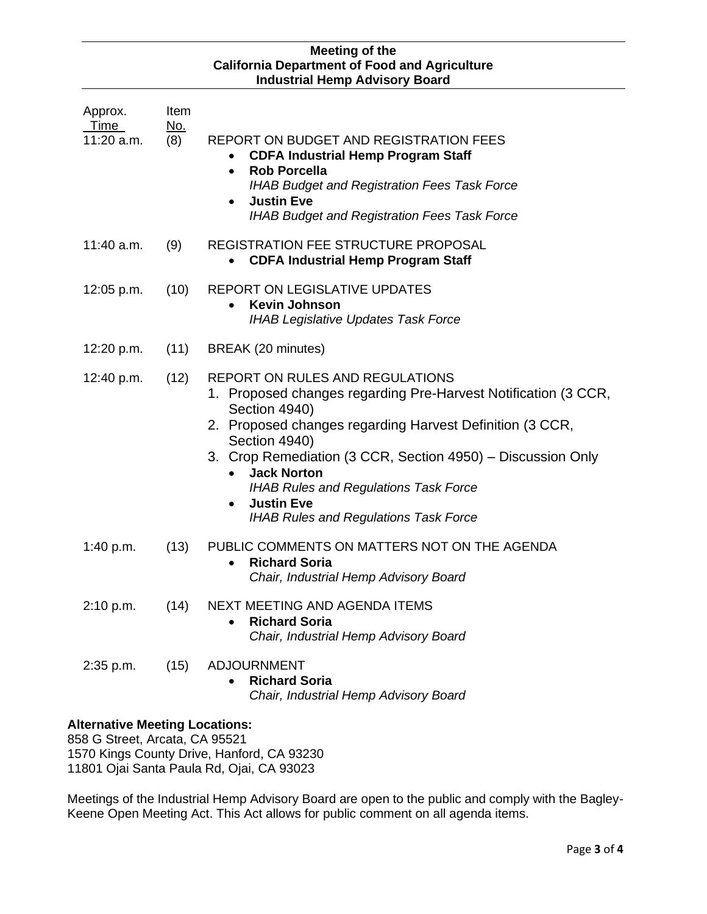**Meeting of the**
**California Department of Food and Agriculture**
**Industrial Hemp Advisory Board**

| Approx. Time | Item No. | |
|---|---|---|
| 11:20 a.m. | (8) | REPORT ON BUDGET AND REGISTRATION FEES<br>• **CDFA Industrial Hemp Program Staff**<br>• **Rob Porcella**<br>*IHAB Budget and Registration Fees Task Force*<br>• **Justin Eve**<br>*IHAB Budget and Registration Fees Task Force* |
| 11:40 a.m. | (9) | REGISTRATION FEE STRUCTURE PROPOSAL<br>• **CDFA Industrial Hemp Program Staff** |
| 12:05 p.m. | (10) | REPORT ON LEGISLATIVE UPDATES<br>• **Kevin Johnson**<br>*IHAB Legislative Updates Task Force* |
| 12:20 p.m. | (11) | BREAK (20 minutes) |
| 12:40 p.m. | (12) | REPORT ON RULES AND REGULATIONS<br>1. Proposed changes regarding Pre-Harvest Notification (3 CCR, Section 4940)<br>2. Proposed changes regarding Harvest Definition (3 CCR, Section 4940)<br>3. Crop Remediation (3 CCR, Section 4950) – Discussion Only<br>• **Jack Norton**<br>*IHAB Rules and Regulations Task Force*<br>• **Justin Eve**<br>*IHAB Rules and Regulations Task Force* |
| 1:40 p.m. | (13) | PUBLIC COMMENTS ON MATTERS NOT ON THE AGENDA<br>• **Richard Soria**<br>*Chair, Industrial Hemp Advisory Board* |
| 2:10 p.m. | (14) | NEXT MEETING AND AGENDA ITEMS<br>• **Richard Soria**<br>*Chair, Industrial Hemp Advisory Board* |
| 2:35 p.m. | (15) | ADJOURNMENT<br>• **Richard Soria**<br>*Chair, Industrial Hemp Advisory Board* |

**Alternative Meeting Locations:**
858 G Street, Arcata, CA 95521
1570 Kings County Drive, Hanford, CA 93230
11801 Ojai Santa Paula Rd, Ojai, CA 93023

Meetings of the Industrial Hemp Advisory Board are open to the public and comply with the Bagley-Keene Open Meeting Act. This Act allows for public comment on all agenda items.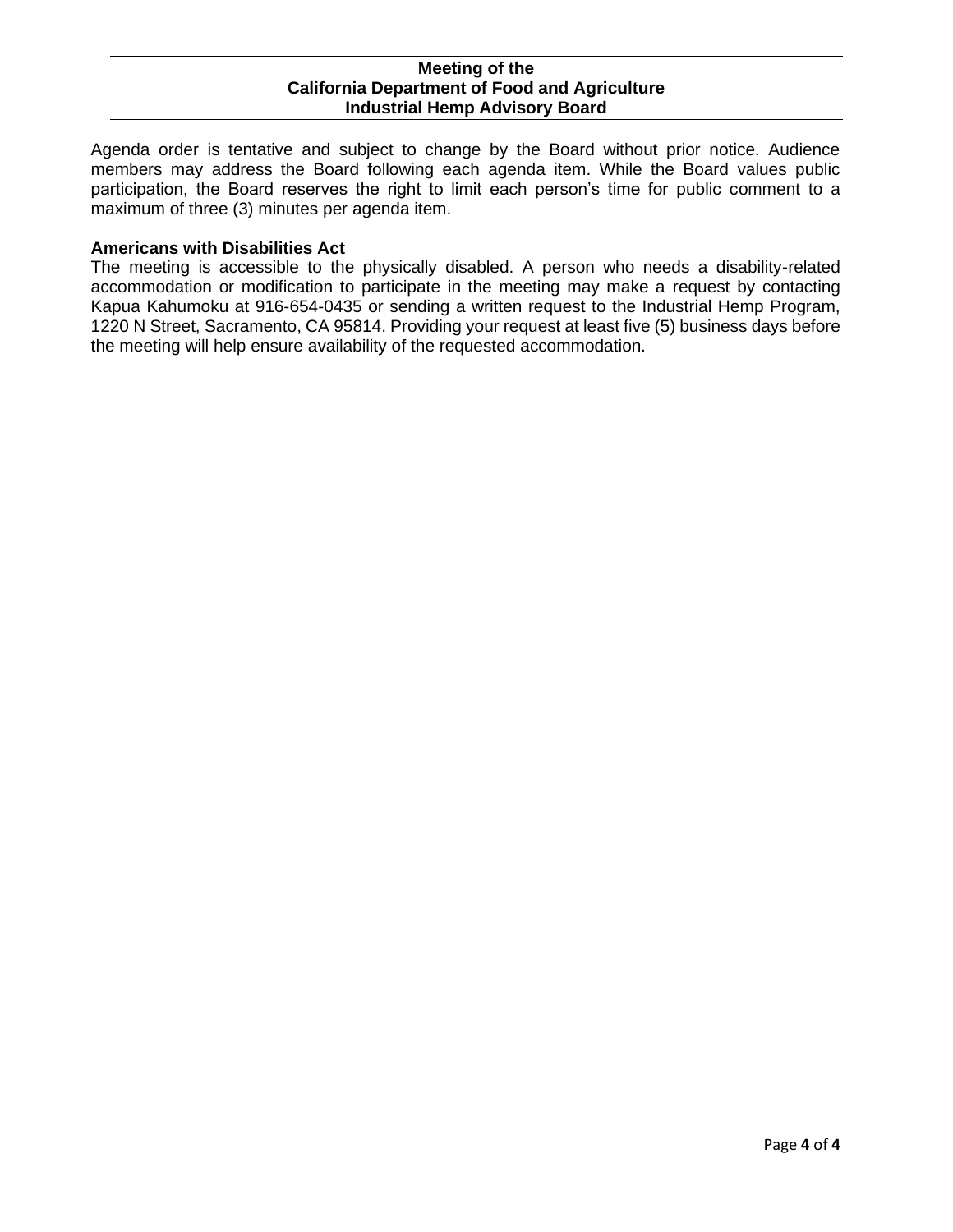Agenda order is tentative and subject to change by the Board without prior notice. Audience members may address the Board following each agenda item. While the Board values public participation, the Board reserves the right to limit each person's time for public comment to a maximum of three (3) minutes per agenda item.

**Americans with Disabilities Act**

The meeting is accessible to the physically disabled. A person who needs a disability-related accommodation or modification to participate in the meeting may make a request by contacting Kapua Kahumoku at 916-654-0435 or sending a written request to the Industrial Hemp Program, 1220 N Street, Sacramento, CA 95814. Providing your request at least five (5) business days before the meeting will help ensure availability of the requested accommodation.